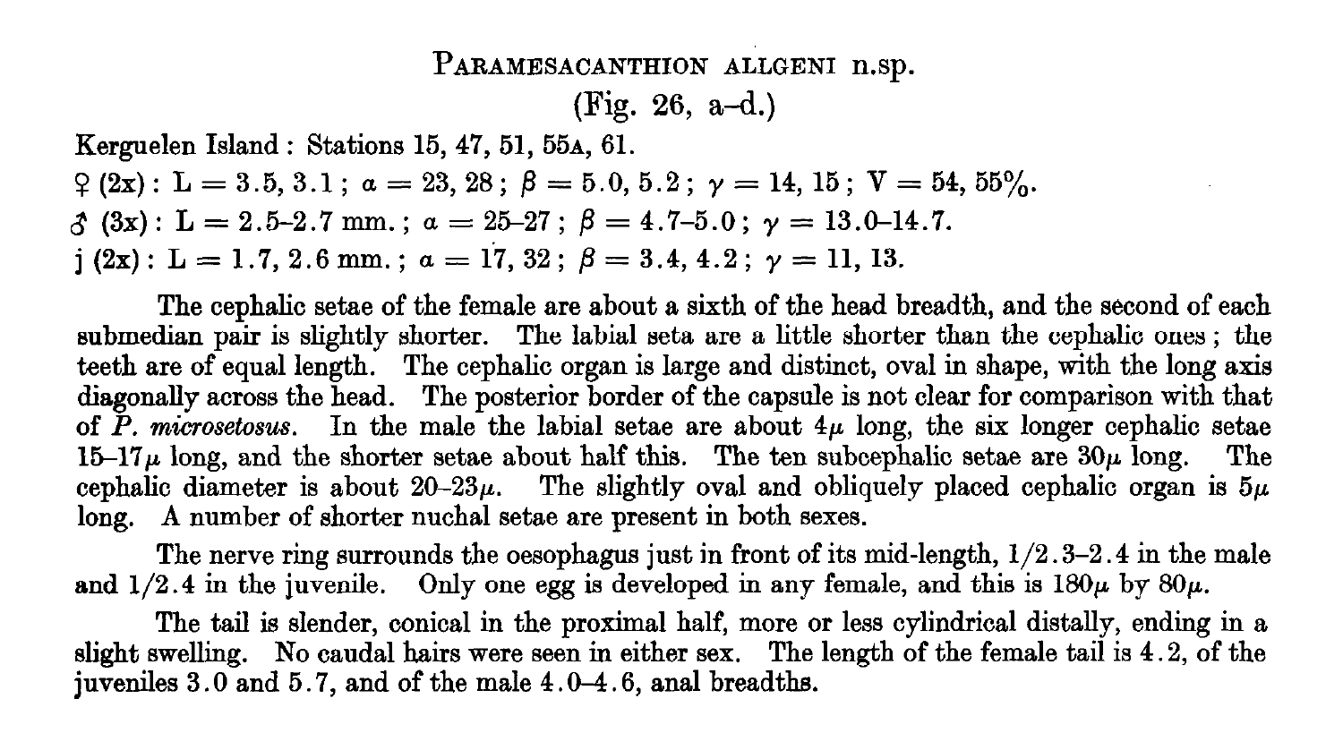## Paramesacanthion allgeni n.sp.

(Fig. 26, a–d.)

Kerguelen Island: Stations 15, 47, 51, 55A, 61.

♀ (2x): L = 3.5, 3.1; $\alpha = 23, 28$; $\beta = 5.0, 5.2$; $\gamma = 14, 15$; V = 54, 55%.

♂ (3x): L = 2.5–2.7 mm.; $\alpha = 25–27$; $\beta = 4.7–5.0$; $\gamma = 13.0–14.7$.

j (2x): L = 1.7, 2.6 mm.; $\alpha = 17, 32$; $\beta = 3.4, 4.2$; $\gamma = 11, 13$.

The cephalic setae of the female are about a sixth of the head breadth, and the second of each submedian pair is slightly shorter. The labial seta are a little shorter than the cephalic ones; the teeth are of equal length. The cephalic organ is large and distinct, oval in shape, with the long axis diagonally across the head. The posterior border of the capsule is not clear for comparison with that of *P. microsetosus*. In the male the labial setae are about 4$\mu$ long, the six longer cephalic setae 15–17$\mu$ long, and the shorter setae about half this. The ten subcephalic setae are 30$\mu$ long. The cephalic diameter is about 20–23$\mu$. The slightly oval and obliquely placed cephalic organ is 5$\mu$ long. A number of shorter nuchal setae are present in both sexes.

The nerve ring surrounds the oesophagus just in front of its mid-length, 1/2.3–2.4 in the male and 1/2.4 in the juvenile. Only one egg is developed in any female, and this is 180$\mu$ by 80$\mu$.

The tail is slender, conical in the proximal half, more or less cylindrical distally, ending in a slight swelling. No caudal hairs were seen in either sex. The length of the female tail is 4.2, of the juveniles 3.0 and 5.7, and of the male 4.0–4.6, anal breadths.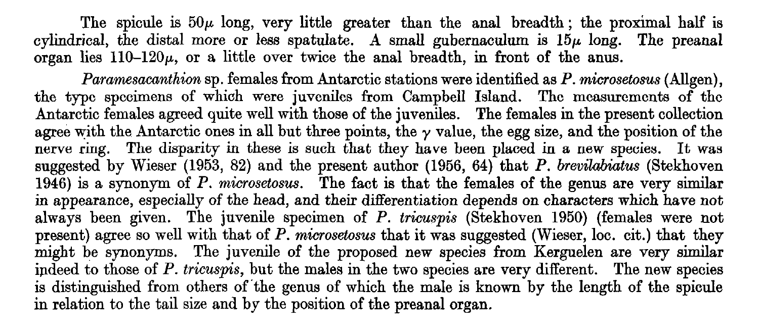The spicule is $50\mu$ long, very little greater than the anal breadth; the proximal half is cylindrical, the distal more or less spatulate. A small gubernaculum is $15\mu$ long. The preanal organ lies $110$–$120\mu$, or a little over twice the anal breadth, in front of the anus.

*Paramesacanthion* sp. females from Antarctic stations were identified as *P. microsetosus* (Allgen), the type specimens of which were juveniles from Campbell Island. The measurements of the Antarctic females agreed quite well with those of the juveniles. The females in the present collection agree with the Antarctic ones in all but three points, the $\gamma$ value, the egg size, and the position of the nerve ring. The disparity in these is such that they have been placed in a new species. It was suggested by Wieser (1953, 82) and the present author (1956, 64) that *P. brevilabiatus* (Stekhoven 1946) is a synonym of *P. microsetosus*. The fact is that the females of the genus are very similar in appearance, especially of the head, and their differentiation depends on characters which have not always been given. The juvenile specimen of *P. tricuspis* (Stekhoven 1950) (females were not present) agree so well with that of *P. microsetosus* that it was suggested (Wieser, loc. cit.) that they might be synonyms. The juvenile of the proposed new species from Kerguelen are very similar indeed to those of *P. tricuspis*, but the males in the two species are very different. The new species is distinguished from others of the genus of which the male is known by the length of the spicule in relation to the tail size and by the position of the preanal organ.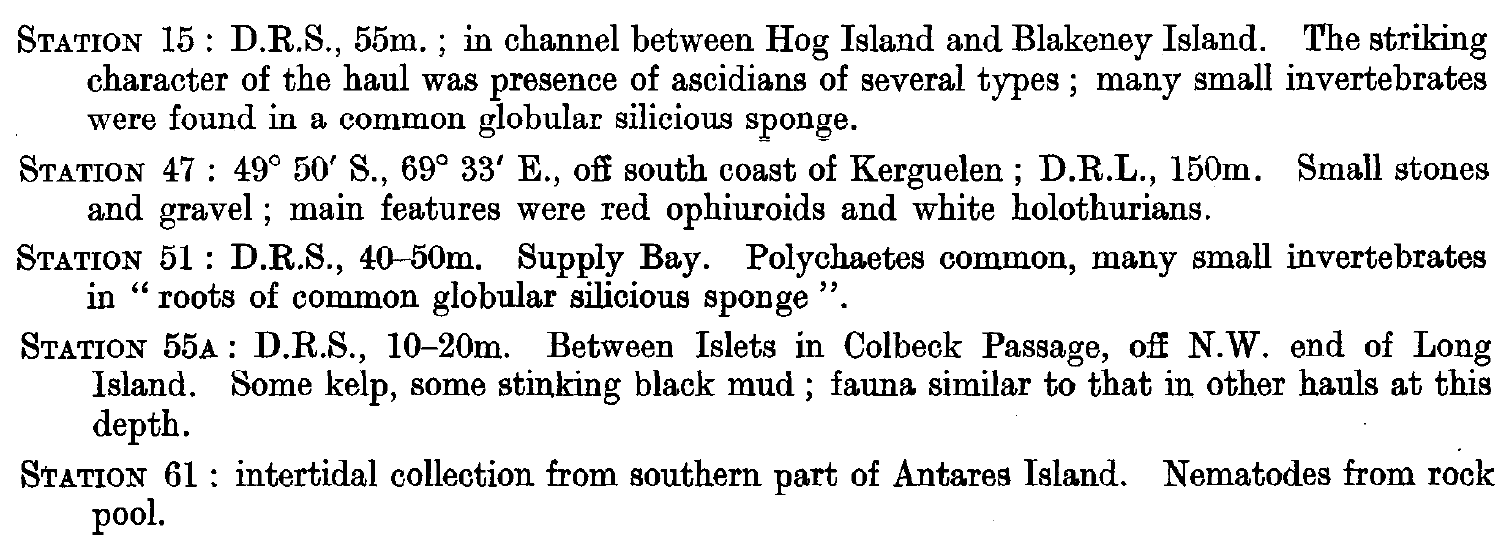Station 15 : D.R.S., 55m. ; in channel between Hog Island and Blakeney Island. The striking character of the haul was presence of ascidians of several types ; many small invertebrates were found in a common globular silicious sponge.

Station 47 : 49° 50′ S., 69° 33′ E., off south coast of Kerguelen ; D.R.L., 150m. Small stones and gravel ; main features were red ophiuroids and white holothurians.

Station 51 : D.R.S., 40–50m. Supply Bay. Polychaetes common, many small invertebrates in " roots of common globular silicious sponge ".

Station 55a : D.R.S., 10–20m. Between Islets in Colbeck Passage, off N.W. end of Long Island. Some kelp, some stinking black mud ; fauna similar to that in other hauls at this depth.

Station 61 : intertidal collection from southern part of Antares Island. Nematodes from rock pool.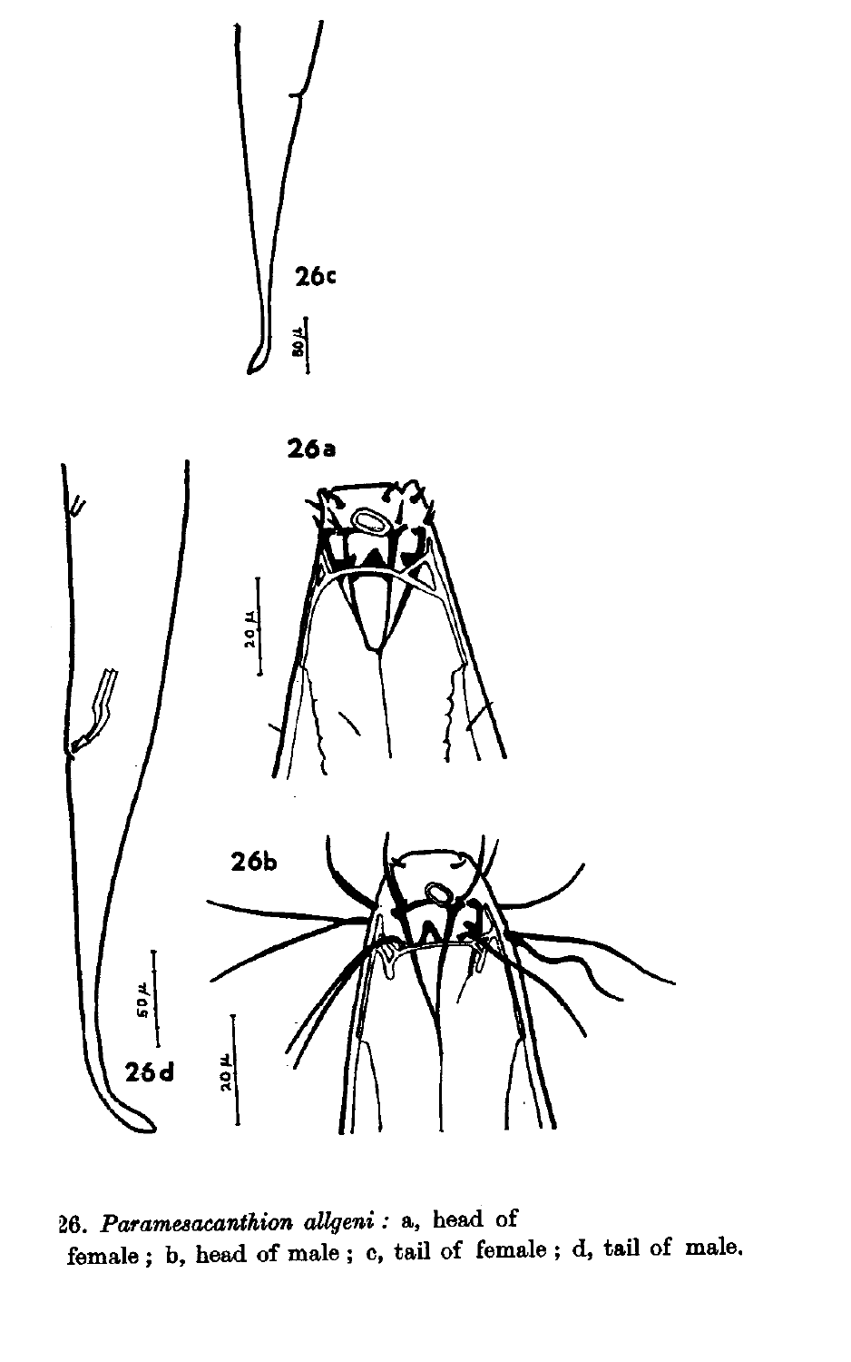26c

80 μ

26a

20 μ

26b

20 μ

50 μ

26d

26. *Paramesacanthion allgeni* : a, head of female ; b, head of male ; c, tail of female ; d, tail of male.